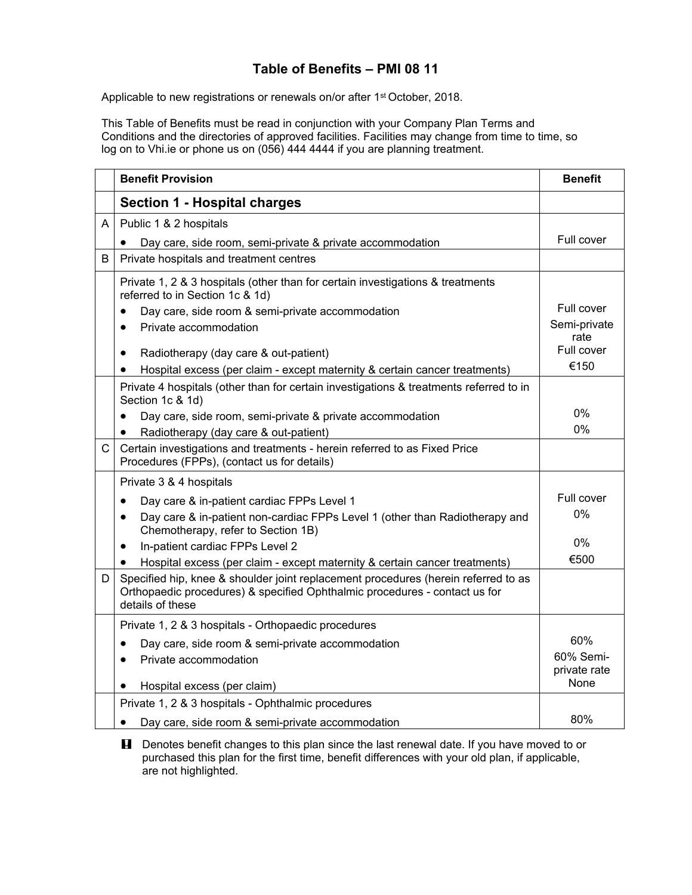# Table of Benefits – PMI 08 11

Applicable to new registrations or renewals on/or after 1st October, 2018.

This Table of Benefits must be read in conjunction with your Company Plan Terms and Conditions and the directories of approved facilities. Facilities may change from time to time, so log on to Vhi.ie or phone us on (056) 444 4444 if you are planning treatment.

| | Benefit Provision | Benefit |
|---|---|---|
| | **Section 1 - Hospital charges** | |
| A | Public 1 & 2 hospitals | |
| | • Day care, side room, semi-private & private accommodation | Full cover |
| B | Private hospitals and treatment centres | |
| | Private 1, 2 & 3 hospitals (other than for certain investigations & treatments referred to in Section 1c & 1d) | |
| | • Day care, side room & semi-private accommodation | Full cover |
| | • Private accommodation | Semi-private rate |
| | • Radiotherapy (day care & out-patient) | Full cover |
| | • Hospital excess (per claim - except maternity & certain cancer treatments) | €150 |
| | Private 4 hospitals (other than for certain investigations & treatments referred to in Section 1c & 1d) | |
| | • Day care, side room, semi-private & private accommodation | 0% |
| | • Radiotherapy (day care & out-patient) | 0% |
| C | Certain investigations and treatments - herein referred to as Fixed Price Procedures (FPPs), (contact us for details) | |
| | Private 3 & 4 hospitals | |
| | • Day care & in-patient cardiac FPPs Level 1 | Full cover |
| | • Day care & in-patient non-cardiac FPPs Level 1 (other than Radiotherapy and Chemotherapy, refer to Section 1B) | 0% |
| | • In-patient cardiac FPPs Level 2 | 0% |
| | • Hospital excess (per claim - except maternity & certain cancer treatments) | €500 |
| D | Specified hip, knee & shoulder joint replacement procedures (herein referred to as Orthopaedic procedures) & specified Ophthalmic procedures - contact us for details of these | |
| | Private 1, 2 & 3 hospitals - Orthopaedic procedures | |
| | • Day care, side room & semi-private accommodation | 60% |
| | • Private accommodation | 60% Semi-private rate |
| | • Hospital excess (per claim) | None |
| | Private 1, 2 & 3 hospitals - Ophthalmic procedures | |
| | • Day care, side room & semi-private accommodation | 80% |

**!** Denotes benefit changes to this plan since the last renewal date. If you have moved to or purchased this plan for the first time, benefit differences with your old plan, if applicable, are not highlighted.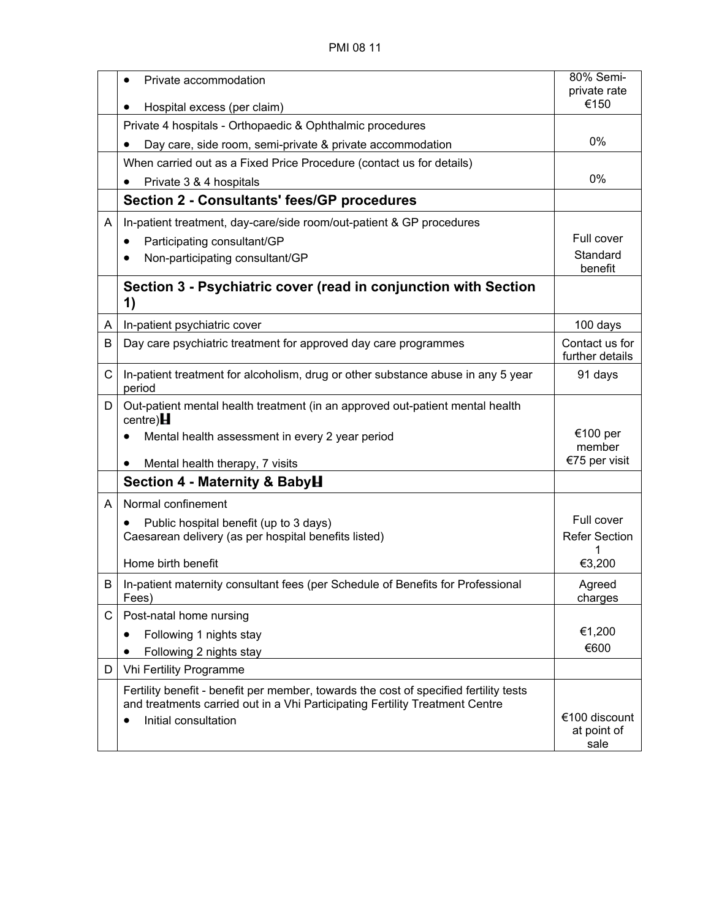| | | |
|---|---|---|
| | • Private accommodation<br>• Hospital excess (per claim) | 80% Semi-private rate<br>€150 |
| | Private 4 hospitals - Orthopaedic & Ophthalmic procedures<br>• Day care, side room, semi-private & private accommodation | 0% |
| | When carried out as a Fixed Price Procedure (contact us for details)<br>• Private 3 & 4 hospitals | 0% |
| | **Section 2 - Consultants' fees/GP procedures** | |
| A | In-patient treatment, day-care/side room/out-patient & GP procedures<br>• Participating consultant/GP<br>• Non-participating consultant/GP | Full cover<br>Standard benefit |
| | **Section 3 - Psychiatric cover (read in conjunction with Section 1)** | |
| A | In-patient psychiatric cover | 100 days |
| B | Day care psychiatric treatment for approved day care programmes | Contact us for further details |
| C | In-patient treatment for alcoholism, drug or other substance abuse in any 5 year period | 91 days |
| D | Out-patient mental health treatment (in an approved out-patient mental health centre)<br>• Mental health assessment in every 2 year period<br>• Mental health therapy, 7 visits | €100 per member<br>€75 per visit |
| | **Section 4 - Maternity & Baby** | |
| A | Normal confinement<br>• Public hospital benefit (up to 3 days)<br>Caesarean delivery (as per hospital benefits listed)<br>Home birth benefit | Full cover<br>Refer Section 1<br>€3,200 |
| B | In-patient maternity consultant fees (per Schedule of Benefits for Professional Fees) | Agreed charges |
| C | Post-natal home nursing<br>• Following 1 nights stay<br>• Following 2 nights stay | €1,200<br>€600 |
| D | Vhi Fertility Programme | |
| | Fertility benefit - benefit per member, towards the cost of specified fertility tests and treatments carried out in a Vhi Participating Fertility Treatment Centre<br>• Initial consultation | €100 discount at point of sale |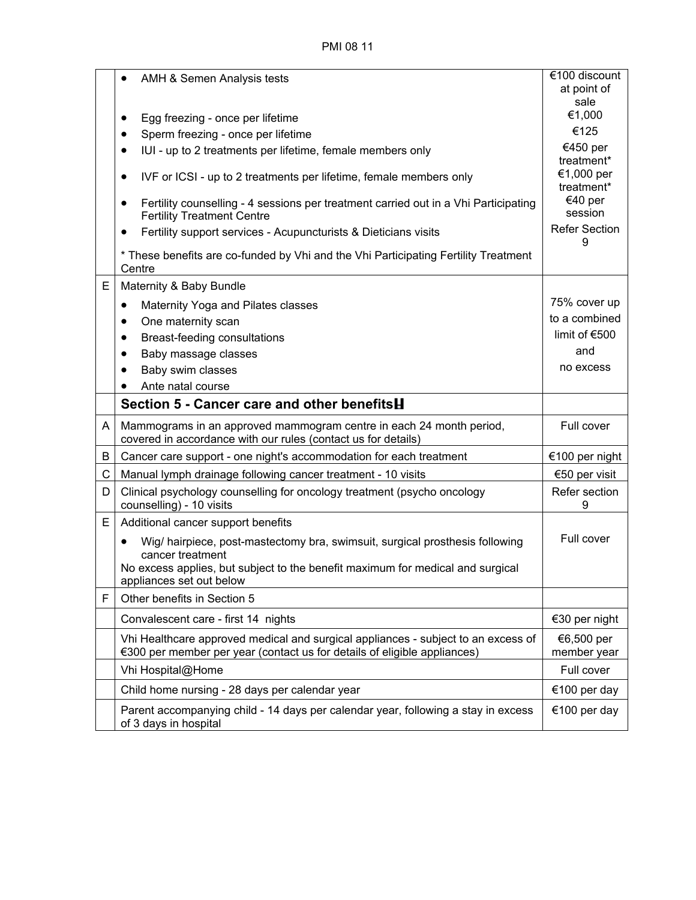| | | |
|---|---|---|
| | • AMH & Semen Analysis tests<br>• Egg freezing - once per lifetime<br>• Sperm freezing - once per lifetime<br>• IUI - up to 2 treatments per lifetime, female members only<br>• IVF or ICSI - up to 2 treatments per lifetime, female members only<br>• Fertility counselling - 4 sessions per treatment carried out in a Vhi Participating Fertility Treatment Centre<br>• Fertility support services - Acupuncturists & Dieticians visits<br>* These benefits are co-funded by Vhi and the Vhi Participating Fertility Treatment Centre | €100 discount at point of sale<br>€1,000<br>€125<br>€450 per treatment*<br>€1,000 per treatment*<br>€40 per session<br>Refer Section 9 |
| E | Maternity & Baby Bundle<br>• Maternity Yoga and Pilates classes<br>• One maternity scan<br>• Breast-feeding consultations<br>• Baby massage classes<br>• Baby swim classes<br>• Ante natal course | 75% cover up to a combined limit of €500 and no excess |
| | **Section 5 - Cancer care and other benefits** | |
| A | Mammograms in an approved mammogram centre in each 24 month period, covered in accordance with our rules (contact us for details) | Full cover |
| B | Cancer care support - one night's accommodation for each treatment | €100 per night |
| C | Manual lymph drainage following cancer treatment - 10 visits | €50 per visit |
| D | Clinical psychology counselling for oncology treatment (psycho oncology counselling) - 10 visits | Refer section 9 |
| E | Additional cancer support benefits<br>• Wig/ hairpiece, post-mastectomy bra, swimsuit, surgical prosthesis following cancer treatment<br>No excess applies, but subject to the benefit maximum for medical and surgical appliances set out below | Full cover |
| F | Other benefits in Section 5 | |
| | Convalescent care - first 14 nights | €30 per night |
| | Vhi Healthcare approved medical and surgical appliances - subject to an excess of €300 per member per year (contact us for details of eligible appliances) | €6,500 per member year |
| | Vhi Hospital@Home | Full cover |
| | Child home nursing - 28 days per calendar year | €100 per day |
| | Parent accompanying child - 14 days per calendar year, following a stay in excess of 3 days in hospital | €100 per day |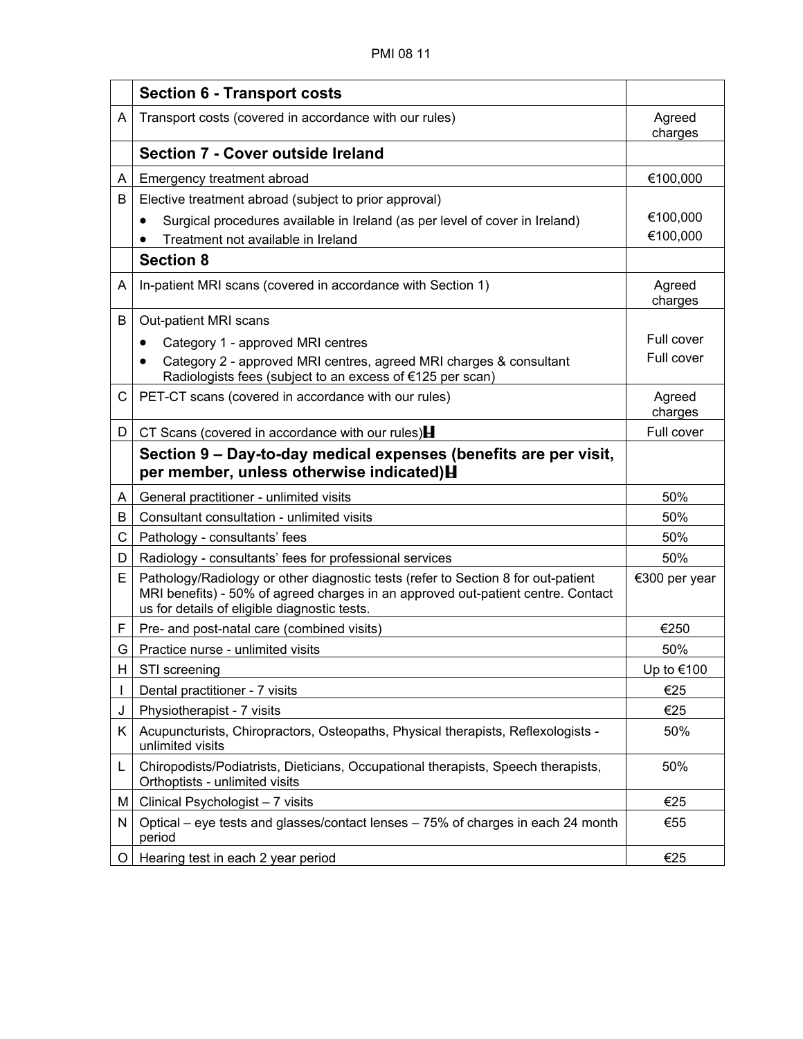| | Section 6 - Transport costs | |
|---|---|---|
| A | Transport costs (covered in accordance with our rules) | Agreed charges |
| | **Section 7 - Cover outside Ireland** | |
| A | Emergency treatment abroad | €100,000 |
| B | Elective treatment abroad (subject to prior approval)<br>• Surgical procedures available in Ireland (as per level of cover in Ireland)<br>• Treatment not available in Ireland | <br>€100,000<br>€100,000 |
| | **Section 8** | |
| A | In-patient MRI scans (covered in accordance with Section 1) | Agreed charges |
| B | Out-patient MRI scans<br>• Category 1 - approved MRI centres<br>• Category 2 - approved MRI centres, agreed MRI charges & consultant Radiologists fees (subject to an excess of €125 per scan) | <br>Full cover<br>Full cover |
| C | PET-CT scans (covered in accordance with our rules) | Agreed charges |
| D | CT Scans (covered in accordance with our rules) | Full cover |
| | **Section 9 – Day-to-day medical expenses (benefits are per visit, per member, unless otherwise indicated)** | |
| A | General practitioner - unlimited visits | 50% |
| B | Consultant consultation - unlimited visits | 50% |
| C | Pathology - consultants' fees | 50% |
| D | Radiology - consultants' fees for professional services | 50% |
| E | Pathology/Radiology or other diagnostic tests (refer to Section 8 for out-patient MRI benefits) - 50% of agreed charges in an approved out-patient centre. Contact us for details of eligible diagnostic tests. | €300 per year |
| F | Pre- and post-natal care (combined visits) | €250 |
| G | Practice nurse - unlimited visits | 50% |
| H | STI screening | Up to €100 |
| I | Dental practitioner - 7 visits | €25 |
| J | Physiotherapist - 7 visits | €25 |
| K | Acupuncturists, Chiropractors, Osteopaths, Physical therapists, Reflexologists - unlimited visits | 50% |
| L | Chiropodists/Podiatrists, Dieticians, Occupational therapists, Speech therapists, Orthoptists - unlimited visits | 50% |
| M | Clinical Psychologist – 7 visits | €25 |
| N | Optical – eye tests and glasses/contact lenses – 75% of charges in each 24 month period | €55 |
| O | Hearing test in each 2 year period | €25 |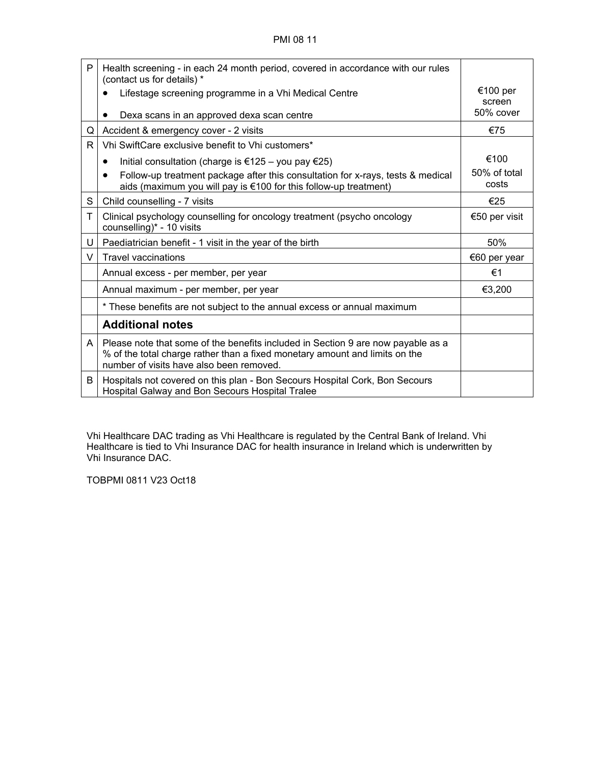PMI 08 11

| | | |
|---|---|---|
| P | Health screening - in each 24 month period, covered in accordance with our rules (contact us for details) * <br>• Lifestage screening programme in a Vhi Medical Centre <br>• Dexa scans in an approved dexa scan centre | €100 per screen <br>50% cover |
| Q | Accident & emergency cover - 2 visits | €75 |
| R | Vhi SwiftCare exclusive benefit to Vhi customers* <br>• Initial consultation (charge is €125 – you pay €25) <br>• Follow-up treatment package after this consultation for x-rays, tests & medical aids (maximum you will pay is €100 for this follow-up treatment) | €100 <br>50% of total costs |
| S | Child counselling - 7 visits | €25 |
| T | Clinical psychology counselling for oncology treatment (psycho oncology counselling)* - 10 visits | €50 per visit |
| U | Paediatrician benefit - 1 visit in the year of the birth | 50% |
| V | Travel vaccinations | €60 per year |
| | Annual excess - per member, per year | €1 |
| | Annual maximum - per member, per year | €3,200 |
| | * These benefits are not subject to the annual excess or annual maximum | |
| | **Additional notes** | |
| A | Please note that some of the benefits included in Section 9 are now payable as a % of the total charge rather than a fixed monetary amount and limits on the number of visits have also been removed. | |
| B | Hospitals not covered on this plan - Bon Secours Hospital Cork, Bon Secours Hospital Galway and Bon Secours Hospital Tralee | |

Vhi Healthcare DAC trading as Vhi Healthcare is regulated by the Central Bank of Ireland. Vhi Healthcare is tied to Vhi Insurance DAC for health insurance in Ireland which is underwritten by Vhi Insurance DAC.

TOBPMI 0811 V23 Oct18